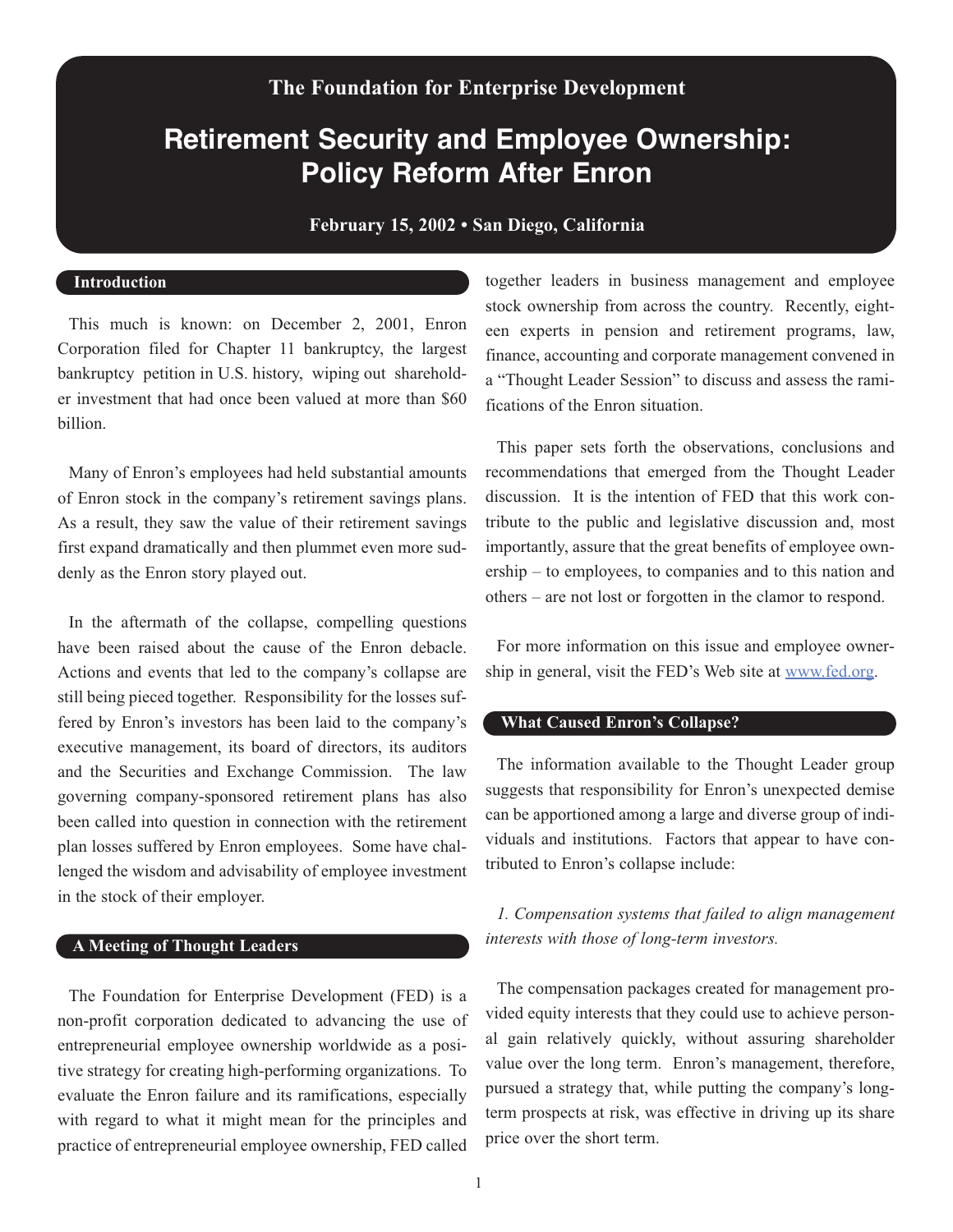The Foundation for Enterprise Development

# Retirement Security and Employee Ownership: Policy Reform After Enron

**February 15, 2002 • San Diego, California**

## Introduction

This much is known: on December 2, 2001, Enron Corporation filed for Chapter 11 bankruptcy, the largest bankruptcy petition in U.S. history, wiping out shareholder investment that had once been valued at more than $60 billion.

Many of Enron's employees had held substantial amounts of Enron stock in the company's retirement savings plans. As a result, they saw the value of their retirement savings first expand dramatically and then plummet even more suddenly as the Enron story played out.

In the aftermath of the collapse, compelling questions have been raised about the cause of the Enron debacle. Actions and events that led to the company's collapse are still being pieced together. Responsibility for the losses suffered by Enron's investors has been laid to the company's executive management, its board of directors, its auditors and the Securities and Exchange Commission. The law governing company-sponsored retirement plans has also been called into question in connection with the retirement plan losses suffered by Enron employees. Some have challenged the wisdom and advisability of employee investment in the stock of their employer.

## A Meeting of Thought Leaders

The Foundation for Enterprise Development (FED) is a non-profit corporation dedicated to advancing the use of entrepreneurial employee ownership worldwide as a positive strategy for creating high-performing organizations. To evaluate the Enron failure and its ramifications, especially with regard to what it might mean for the principles and practice of entrepreneurial employee ownership, FED called together leaders in business management and employee stock ownership from across the country. Recently, eighteen experts in pension and retirement programs, law, finance, accounting and corporate management convened in a "Thought Leader Session" to discuss and assess the ramifications of the Enron situation.

This paper sets forth the observations, conclusions and recommendations that emerged from the Thought Leader discussion. It is the intention of FED that this work contribute to the public and legislative discussion and, most importantly, assure that the great benefits of employee ownership – to employees, to companies and to this nation and others – are not lost or forgotten in the clamor to respond.

For more information on this issue and employee ownership in general, visit the FED's Web site at www.fed.org.

## What Caused Enron's Collapse?

The information available to the Thought Leader group suggests that responsibility for Enron's unexpected demise can be apportioned among a large and diverse group of individuals and institutions. Factors that appear to have contributed to Enron's collapse include:

*1. Compensation systems that failed to align management interests with those of long-term investors.*

The compensation packages created for management provided equity interests that they could use to achieve personal gain relatively quickly, without assuring shareholder value over the long term. Enron's management, therefore, pursued a strategy that, while putting the company's long-term prospects at risk, was effective in driving up its share price over the short term.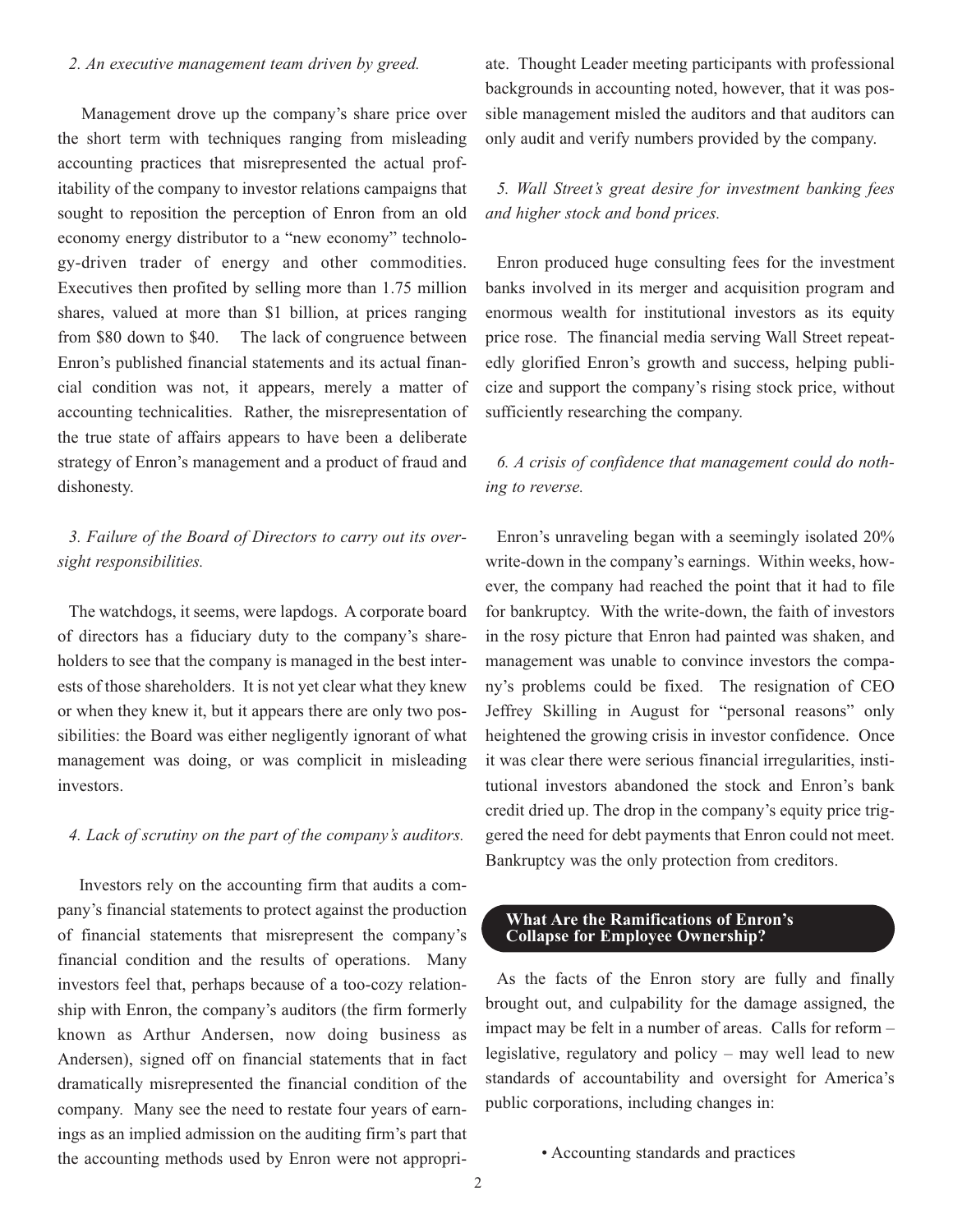*2. An executive management team driven by greed.*

Management drove up the company's share price over the short term with techniques ranging from misleading accounting practices that misrepresented the actual profitability of the company to investor relations campaigns that sought to reposition the perception of Enron from an old economy energy distributor to a "new economy" technology-driven trader of energy and other commodities. Executives then profited by selling more than 1.75 million shares, valued at more than $1 billion, at prices ranging from $80 down to $40. The lack of congruence between Enron's published financial statements and its actual financial condition was not, it appears, merely a matter of accounting technicalities. Rather, the misrepresentation of the true state of affairs appears to have been a deliberate strategy of Enron's management and a product of fraud and dishonesty.

*3. Failure of the Board of Directors to carry out its oversight responsibilities.*

The watchdogs, it seems, were lapdogs. A corporate board of directors has a fiduciary duty to the company's shareholders to see that the company is managed in the best interests of those shareholders. It is not yet clear what they knew or when they knew it, but it appears there are only two possibilities: the Board was either negligently ignorant of what management was doing, or was complicit in misleading investors.

*4. Lack of scrutiny on the part of the company's auditors.*

Investors rely on the accounting firm that audits a company's financial statements to protect against the production of financial statements that misrepresent the company's financial condition and the results of operations. Many investors feel that, perhaps because of a too-cozy relationship with Enron, the company's auditors (the firm formerly known as Arthur Andersen, now doing business as Andersen), signed off on financial statements that in fact dramatically misrepresented the financial condition of the company. Many see the need to restate four years of earnings as an implied admission on the auditing firm's part that the accounting methods used by Enron were not appropriate. Thought Leader meeting participants with professional backgrounds in accounting noted, however, that it was possible management misled the auditors and that auditors can only audit and verify numbers provided by the company.

*5. Wall Street's great desire for investment banking fees and higher stock and bond prices.*

Enron produced huge consulting fees for the investment banks involved in its merger and acquisition program and enormous wealth for institutional investors as its equity price rose. The financial media serving Wall Street repeatedly glorified Enron's growth and success, helping publicize and support the company's rising stock price, without sufficiently researching the company.

*6. A crisis of confidence that management could do nothing to reverse.*

Enron's unraveling began with a seemingly isolated 20% write-down in the company's earnings. Within weeks, however, the company had reached the point that it had to file for bankruptcy. With the write-down, the faith of investors in the rosy picture that Enron had painted was shaken, and management was unable to convince investors the company's problems could be fixed. The resignation of CEO Jeffrey Skilling in August for "personal reasons" only heightened the growing crisis in investor confidence. Once it was clear there were serious financial irregularities, institutional investors abandoned the stock and Enron's bank credit dried up. The drop in the company's equity price triggered the need for debt payments that Enron could not meet. Bankruptcy was the only protection from creditors.

## What Are the Ramifications of Enron's Collapse for Employee Ownership?

As the facts of the Enron story are fully and finally brought out, and culpability for the damage assigned, the impact may be felt in a number of areas. Calls for reform – legislative, regulatory and policy – may well lead to new standards of accountability and oversight for America's public corporations, including changes in:

- Accounting standards and practices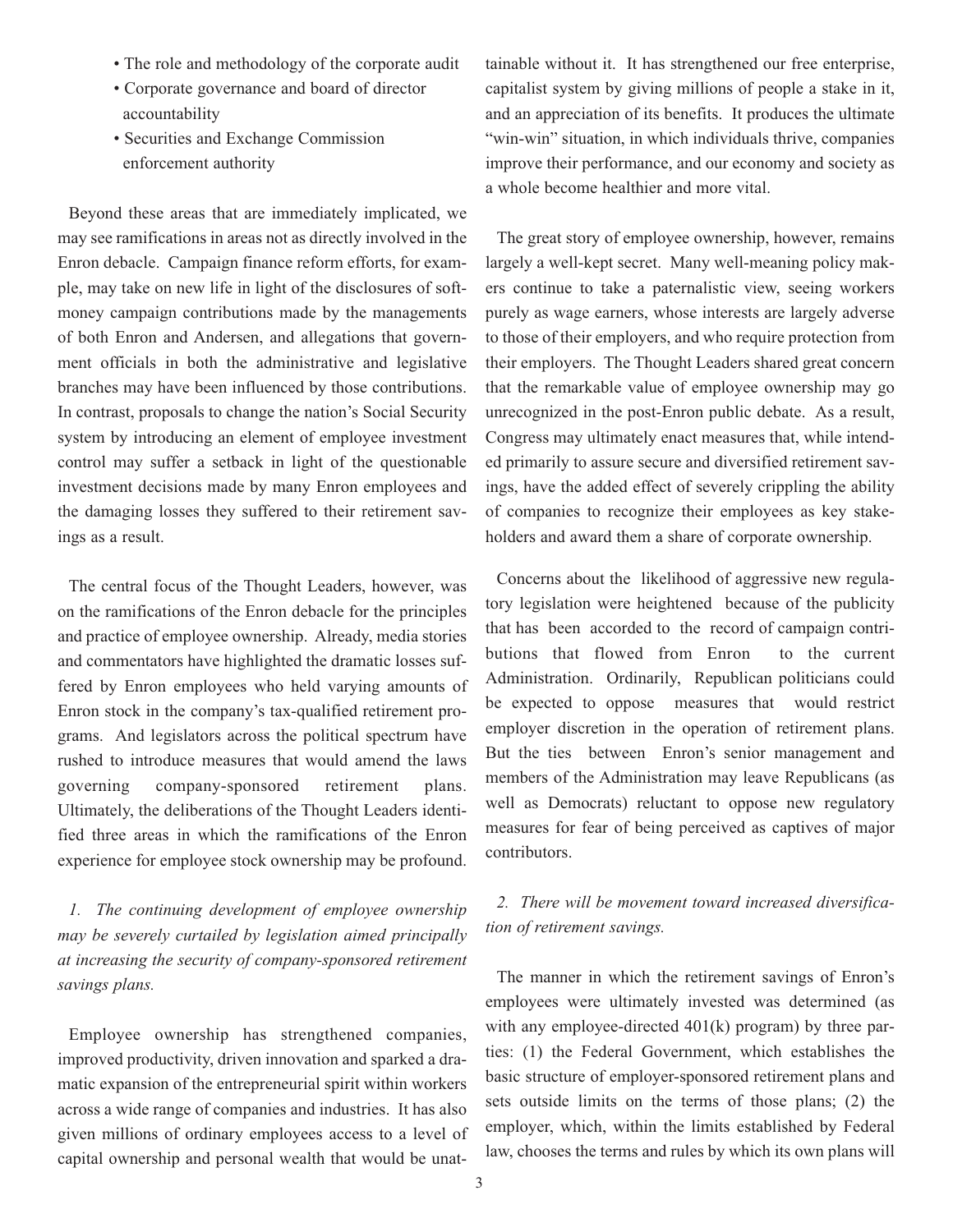- The role and methodology of the corporate audit
- Corporate governance and board of director accountability
- Securities and Exchange Commission enforcement authority

Beyond these areas that are immediately implicated, we may see ramifications in areas not as directly involved in the Enron debacle. Campaign finance reform efforts, for example, may take on new life in light of the disclosures of soft-money campaign contributions made by the managements of both Enron and Andersen, and allegations that government officials in both the administrative and legislative branches may have been influenced by those contributions. In contrast, proposals to change the nation's Social Security system by introducing an element of employee investment control may suffer a setback in light of the questionable investment decisions made by many Enron employees and the damaging losses they suffered to their retirement savings as a result.

The central focus of the Thought Leaders, however, was on the ramifications of the Enron debacle for the principles and practice of employee ownership. Already, media stories and commentators have highlighted the dramatic losses suffered by Enron employees who held varying amounts of Enron stock in the company's tax-qualified retirement programs. And legislators across the political spectrum have rushed to introduce measures that would amend the laws governing company-sponsored retirement plans. Ultimately, the deliberations of the Thought Leaders identified three areas in which the ramifications of the Enron experience for employee stock ownership may be profound.

*1. The continuing development of employee ownership may be severely curtailed by legislation aimed principally at increasing the security of company-sponsored retirement savings plans.*

Employee ownership has strengthened companies, improved productivity, driven innovation and sparked a dramatic expansion of the entrepreneurial spirit within workers across a wide range of companies and industries. It has also given millions of ordinary employees access to a level of capital ownership and personal wealth that would be unattainable without it. It has strengthened our free enterprise, capitalist system by giving millions of people a stake in it, and an appreciation of its benefits. It produces the ultimate "win-win" situation, in which individuals thrive, companies improve their performance, and our economy and society as a whole become healthier and more vital.

The great story of employee ownership, however, remains largely a well-kept secret. Many well-meaning policy makers continue to take a paternalistic view, seeing workers purely as wage earners, whose interests are largely adverse to those of their employers, and who require protection from their employers. The Thought Leaders shared great concern that the remarkable value of employee ownership may go unrecognized in the post-Enron public debate. As a result, Congress may ultimately enact measures that, while intended primarily to assure secure and diversified retirement savings, have the added effect of severely crippling the ability of companies to recognize their employees as key stakeholders and award them a share of corporate ownership.

Concerns about the likelihood of aggressive new regulatory legislation were heightened because of the publicity that has been accorded to the record of campaign contributions that flowed from Enron to the current Administration. Ordinarily, Republican politicians could be expected to oppose measures that would restrict employer discretion in the operation of retirement plans. But the ties between Enron's senior management and members of the Administration may leave Republicans (as well as Democrats) reluctant to oppose new regulatory measures for fear of being perceived as captives of major contributors.

*2. There will be movement toward increased diversification of retirement savings.*

The manner in which the retirement savings of Enron's employees were ultimately invested was determined (as with any employee-directed 401(k) program) by three parties: (1) the Federal Government, which establishes the basic structure of employer-sponsored retirement plans and sets outside limits on the terms of those plans; (2) the employer, which, within the limits established by Federal law, chooses the terms and rules by which its own plans will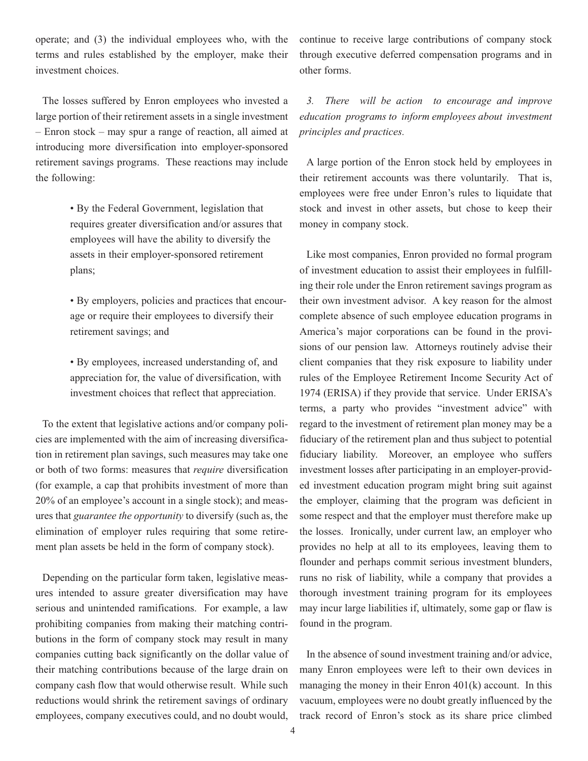operate; and (3) the individual employees who, with the terms and rules established by the employer, make their investment choices.

The losses suffered by Enron employees who invested a large portion of their retirement assets in a single investment – Enron stock – may spur a range of reaction, all aimed at introducing more diversification into employer-sponsored retirement savings programs. These reactions may include the following:

- By the Federal Government, legislation that requires greater diversification and/or assures that employees will have the ability to diversify the assets in their employer-sponsored retirement plans;

- By employers, policies and practices that encourage or require their employees to diversify their retirement savings; and

- By employees, increased understanding of, and appreciation for, the value of diversification, with investment choices that reflect that appreciation.

To the extent that legislative actions and/or company policies are implemented with the aim of increasing diversification in retirement plan savings, such measures may take one or both of two forms: measures that *require* diversification (for example, a cap that prohibits investment of more than 20% of an employee's account in a single stock); and measures that *guarantee the opportunity* to diversify (such as, the elimination of employer rules requiring that some retirement plan assets be held in the form of company stock).

Depending on the particular form taken, legislative measures intended to assure greater diversification may have serious and unintended ramifications. For example, a law prohibiting companies from making their matching contributions in the form of company stock may result in many companies cutting back significantly on the dollar value of their matching contributions because of the large drain on company cash flow that would otherwise result. While such reductions would shrink the retirement savings of ordinary employees, company executives could, and no doubt would, continue to receive large contributions of company stock through executive deferred compensation programs and in other forms.

*3. There will be action to encourage and improve education programs to inform employees about investment principles and practices.*

A large portion of the Enron stock held by employees in their retirement accounts was there voluntarily. That is, employees were free under Enron's rules to liquidate that stock and invest in other assets, but chose to keep their money in company stock.

Like most companies, Enron provided no formal program of investment education to assist their employees in fulfilling their role under the Enron retirement savings program as their own investment advisor. A key reason for the almost complete absence of such employee education programs in America's major corporations can be found in the provisions of our pension law. Attorneys routinely advise their client companies that they risk exposure to liability under rules of the Employee Retirement Income Security Act of 1974 (ERISA) if they provide that service. Under ERISA's terms, a party who provides "investment advice" with regard to the investment of retirement plan money may be a fiduciary of the retirement plan and thus subject to potential fiduciary liability. Moreover, an employee who suffers investment losses after participating in an employer-provided investment education program might bring suit against the employer, claiming that the program was deficient in some respect and that the employer must therefore make up the losses. Ironically, under current law, an employer who provides no help at all to its employees, leaving them to flounder and perhaps commit serious investment blunders, runs no risk of liability, while a company that provides a thorough investment training program for its employees may incur large liabilities if, ultimately, some gap or flaw is found in the program.

In the absence of sound investment training and/or advice, many Enron employees were left to their own devices in managing the money in their Enron 401(k) account. In this vacuum, employees were no doubt greatly influenced by the track record of Enron's stock as its share price climbed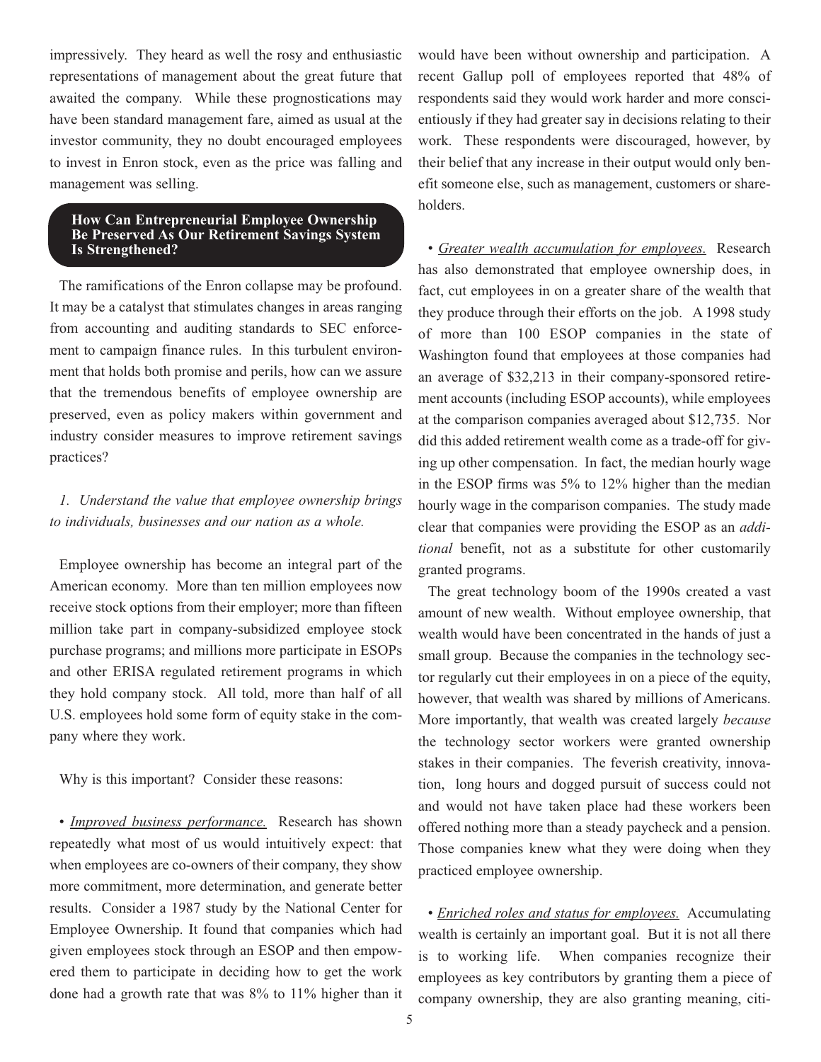impressively. They heard as well the rosy and enthusiastic representations of management about the great future that awaited the company. While these prognostications may have been standard management fare, aimed as usual at the investor community, they no doubt encouraged employees to invest in Enron stock, even as the price was falling and management was selling.

## How Can Entrepreneurial Employee Ownership Be Preserved As Our Retirement Savings System Is Strengthened?

The ramifications of the Enron collapse may be profound. It may be a catalyst that stimulates changes in areas ranging from accounting and auditing standards to SEC enforcement to campaign finance rules. In this turbulent environment that holds both promise and perils, how can we assure that the tremendous benefits of employee ownership are preserved, even as policy makers within government and industry consider measures to improve retirement savings practices?

*1. Understand the value that employee ownership brings to individuals, businesses and our nation as a whole.*

Employee ownership has become an integral part of the American economy. More than ten million employees now receive stock options from their employer; more than fifteen million take part in company-subsidized employee stock purchase programs; and millions more participate in ESOPs and other ERISA regulated retirement programs in which they hold company stock. All told, more than half of all U.S. employees hold some form of equity stake in the company where they work.

Why is this important? Consider these reasons:

• *Improved business performance.* Research has shown repeatedly what most of us would intuitively expect: that when employees are co-owners of their company, they show more commitment, more determination, and generate better results. Consider a 1987 study by the National Center for Employee Ownership. It found that companies which had given employees stock through an ESOP and then empowered them to participate in deciding how to get the work done had a growth rate that was 8% to 11% higher than it would have been without ownership and participation. A recent Gallup poll of employees reported that 48% of respondents said they would work harder and more conscientiously if they had greater say in decisions relating to their work. These respondents were discouraged, however, by their belief that any increase in their output would only benefit someone else, such as management, customers or shareholders.

• *Greater wealth accumulation for employees.* Research has also demonstrated that employee ownership does, in fact, cut employees in on a greater share of the wealth that they produce through their efforts on the job. A 1998 study of more than 100 ESOP companies in the state of Washington found that employees at those companies had an average of $32,213 in their company-sponsored retirement accounts (including ESOP accounts), while employees at the comparison companies averaged about $12,735. Nor did this added retirement wealth come as a trade-off for giving up other compensation. In fact, the median hourly wage in the ESOP firms was 5% to 12% higher than the median hourly wage in the comparison companies. The study made clear that companies were providing the ESOP as an *additional* benefit, not as a substitute for other customarily granted programs.

The great technology boom of the 1990s created a vast amount of new wealth. Without employee ownership, that wealth would have been concentrated in the hands of just a small group. Because the companies in the technology sector regularly cut their employees in on a piece of the equity, however, that wealth was shared by millions of Americans. More importantly, that wealth was created largely *because* the technology sector workers were granted ownership stakes in their companies. The feverish creativity, innovation, long hours and dogged pursuit of success could not and would not have taken place had these workers been offered nothing more than a steady paycheck and a pension. Those companies knew what they were doing when they practiced employee ownership.

• *Enriched roles and status for employees.* Accumulating wealth is certainly an important goal. But it is not all there is to working life. When companies recognize their employees as key contributors by granting them a piece of company ownership, they are also granting meaning, citi-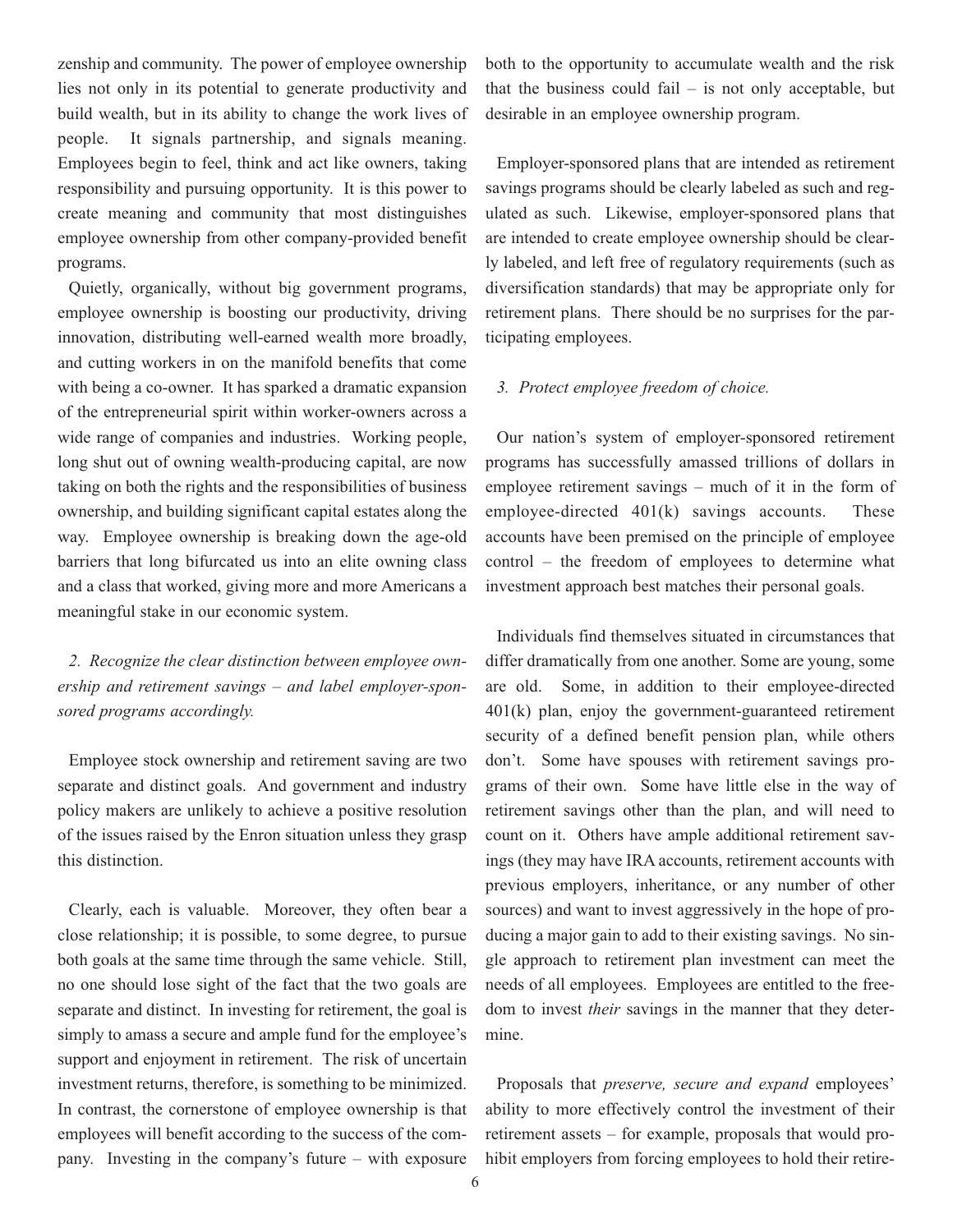zenship and community. The power of employee ownership lies not only in its potential to generate productivity and build wealth, but in its ability to change the work lives of people. It signals partnership, and signals meaning. Employees begin to feel, think and act like owners, taking responsibility and pursuing opportunity. It is this power to create meaning and community that most distinguishes employee ownership from other company-provided benefit programs.

Quietly, organically, without big government programs, employee ownership is boosting our productivity, driving innovation, distributing well-earned wealth more broadly, and cutting workers in on the manifold benefits that come with being a co-owner. It has sparked a dramatic expansion of the entrepreneurial spirit within worker-owners across a wide range of companies and industries. Working people, long shut out of owning wealth-producing capital, are now taking on both the rights and the responsibilities of business ownership, and building significant capital estates along the way. Employee ownership is breaking down the age-old barriers that long bifurcated us into an elite owning class and a class that worked, giving more and more Americans a meaningful stake in our economic system.

*2. Recognize the clear distinction between employee ownership and retirement savings – and label employer-sponsored programs accordingly.*

Employee stock ownership and retirement saving are two separate and distinct goals. And government and industry policy makers are unlikely to achieve a positive resolution of the issues raised by the Enron situation unless they grasp this distinction.

Clearly, each is valuable. Moreover, they often bear a close relationship; it is possible, to some degree, to pursue both goals at the same time through the same vehicle. Still, no one should lose sight of the fact that the two goals are separate and distinct. In investing for retirement, the goal is simply to amass a secure and ample fund for the employee's support and enjoyment in retirement. The risk of uncertain investment returns, therefore, is something to be minimized. In contrast, the cornerstone of employee ownership is that employees will benefit according to the success of the company. Investing in the company's future – with exposure both to the opportunity to accumulate wealth and the risk that the business could fail – is not only acceptable, but desirable in an employee ownership program.

Employer-sponsored plans that are intended as retirement savings programs should be clearly labeled as such and regulated as such. Likewise, employer-sponsored plans that are intended to create employee ownership should be clearly labeled, and left free of regulatory requirements (such as diversification standards) that may be appropriate only for retirement plans. There should be no surprises for the participating employees.

*3. Protect employee freedom of choice.*

Our nation's system of employer-sponsored retirement programs has successfully amassed trillions of dollars in employee retirement savings – much of it in the form of employee-directed 401(k) savings accounts. These accounts have been premised on the principle of employee control – the freedom of employees to determine what investment approach best matches their personal goals.

Individuals find themselves situated in circumstances that differ dramatically from one another. Some are young, some are old. Some, in addition to their employee-directed 401(k) plan, enjoy the government-guaranteed retirement security of a defined benefit pension plan, while others don't. Some have spouses with retirement savings programs of their own. Some have little else in the way of retirement savings other than the plan, and will need to count on it. Others have ample additional retirement savings (they may have IRA accounts, retirement accounts with previous employers, inheritance, or any number of other sources) and want to invest aggressively in the hope of producing a major gain to add to their existing savings. No single approach to retirement plan investment can meet the needs of all employees. Employees are entitled to the freedom to invest *their* savings in the manner that they determine.

Proposals that *preserve, secure and expand* employees' ability to more effectively control the investment of their retirement assets – for example, proposals that would prohibit employers from forcing employees to hold their retire-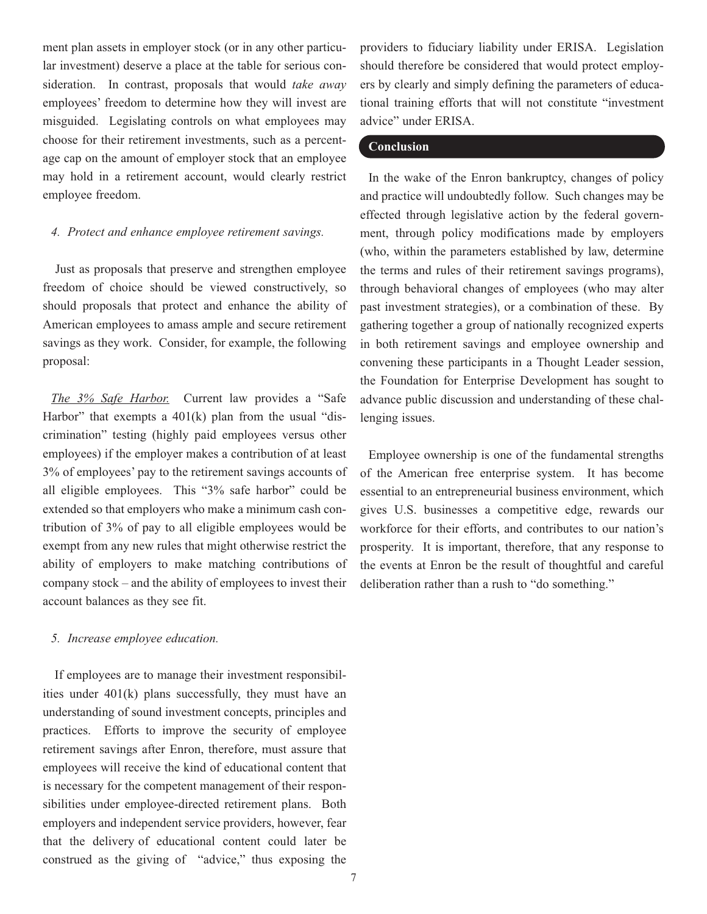ment plan assets in employer stock (or in any other particular investment) deserve a place at the table for serious consideration. In contrast, proposals that would *take away* employees' freedom to determine how they will invest are misguided. Legislating controls on what employees may choose for their retirement investments, such as a percentage cap on the amount of employer stock that an employee may hold in a retirement account, would clearly restrict employee freedom.

*4. Protect and enhance employee retirement savings.*

Just as proposals that preserve and strengthen employee freedom of choice should be viewed constructively, so should proposals that protect and enhance the ability of American employees to amass ample and secure retirement savings as they work. Consider, for example, the following proposal:

*The 3% Safe Harbor.* Current law provides a "Safe Harbor" that exempts a 401(k) plan from the usual "discrimination" testing (highly paid employees versus other employees) if the employer makes a contribution of at least 3% of employees' pay to the retirement savings accounts of all eligible employees. This "3% safe harbor" could be extended so that employers who make a minimum cash contribution of 3% of pay to all eligible employees would be exempt from any new rules that might otherwise restrict the ability of employers to make matching contributions of company stock – and the ability of employees to invest their account balances as they see fit.

*5. Increase employee education.*

If employees are to manage their investment responsibilities under 401(k) plans successfully, they must have an understanding of sound investment concepts, principles and practices. Efforts to improve the security of employee retirement savings after Enron, therefore, must assure that employees will receive the kind of educational content that is necessary for the competent management of their responsibilities under employee-directed retirement plans. Both employers and independent service providers, however, fear that the delivery of educational content could later be construed as the giving of "advice," thus exposing the providers to fiduciary liability under ERISA. Legislation should therefore be considered that would protect employers by clearly and simply defining the parameters of educational training efforts that will not constitute "investment advice" under ERISA.

## Conclusion

In the wake of the Enron bankruptcy, changes of policy and practice will undoubtedly follow. Such changes may be effected through legislative action by the federal government, through policy modifications made by employers (who, within the parameters established by law, determine the terms and rules of their retirement savings programs), through behavioral changes of employees (who may alter past investment strategies), or a combination of these. By gathering together a group of nationally recognized experts in both retirement savings and employee ownership and convening these participants in a Thought Leader session, the Foundation for Enterprise Development has sought to advance public discussion and understanding of these challenging issues.

Employee ownership is one of the fundamental strengths of the American free enterprise system. It has become essential to an entrepreneurial business environment, which gives U.S. businesses a competitive edge, rewards our workforce for their efforts, and contributes to our nation's prosperity. It is important, therefore, that any response to the events at Enron be the result of thoughtful and careful deliberation rather than a rush to "do something."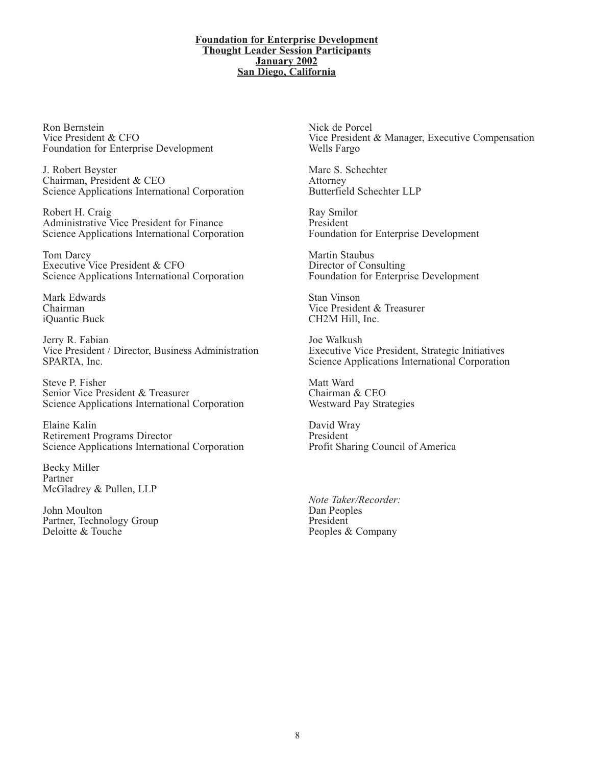**Foundation for Enterprise Development**
**Thought Leader Session Participants**
**January 2002**
**San Diego, California**

Ron Bernstein
Vice President & CFO
Foundation for Enterprise Development

J. Robert Beyster
Chairman, President & CEO
Science Applications International Corporation

Robert H. Craig
Administrative Vice President for Finance
Science Applications International Corporation

Tom Darcy
Executive Vice President & CFO
Science Applications International Corporation

Mark Edwards
Chairman
iQuantic Buck

Jerry R. Fabian
Vice President / Director, Business Administration
SPARTA, Inc.

Steve P. Fisher
Senior Vice President & Treasurer
Science Applications International Corporation

Elaine Kalin
Retirement Programs Director
Science Applications International Corporation

Becky Miller
Partner
McGladrey & Pullen, LLP

John Moulton
Partner, Technology Group
Deloitte & Touche

Nick de Porcel
Vice President & Manager, Executive Compensation
Wells Fargo

Marc S. Schechter
Attorney
Butterfield Schechter LLP

Ray Smilor
President
Foundation for Enterprise Development

Martin Staubus
Director of Consulting
Foundation for Enterprise Development

Stan Vinson
Vice President & Treasurer
CH2M Hill, Inc.

Joe Walkush
Executive Vice President, Strategic Initiatives
Science Applications International Corporation

Matt Ward
Chairman & CEO
Westward Pay Strategies

David Wray
President
Profit Sharing Council of America

*Note Taker/Recorder:*
Dan Peoples
President
Peoples & Company